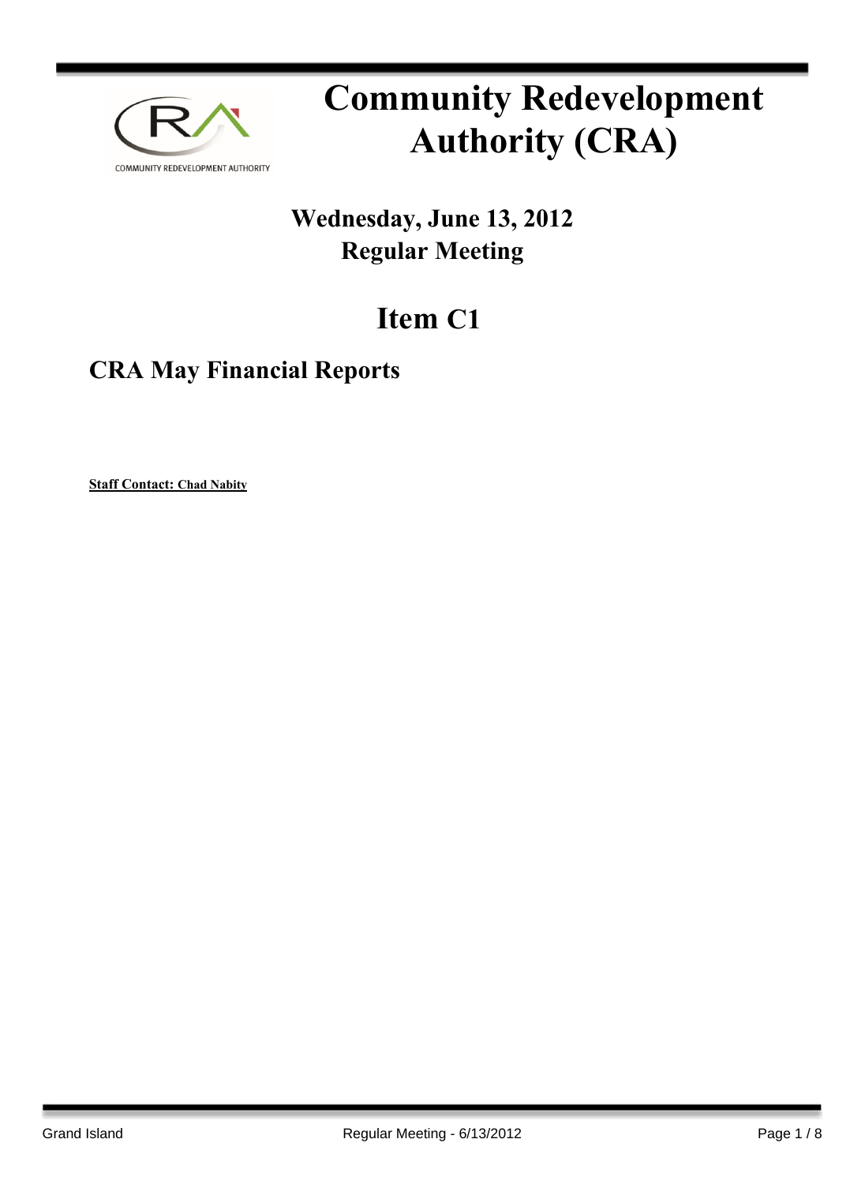COMMUNITY REDEVELOPMENT AUTHORITY

# Community Redevelopment Authority (CRA)

## Wednesday, June 13, 2012
## Regular Meeting

# Item C1

## CRA May Financial Reports

**Staff Contact: Chad Nabity**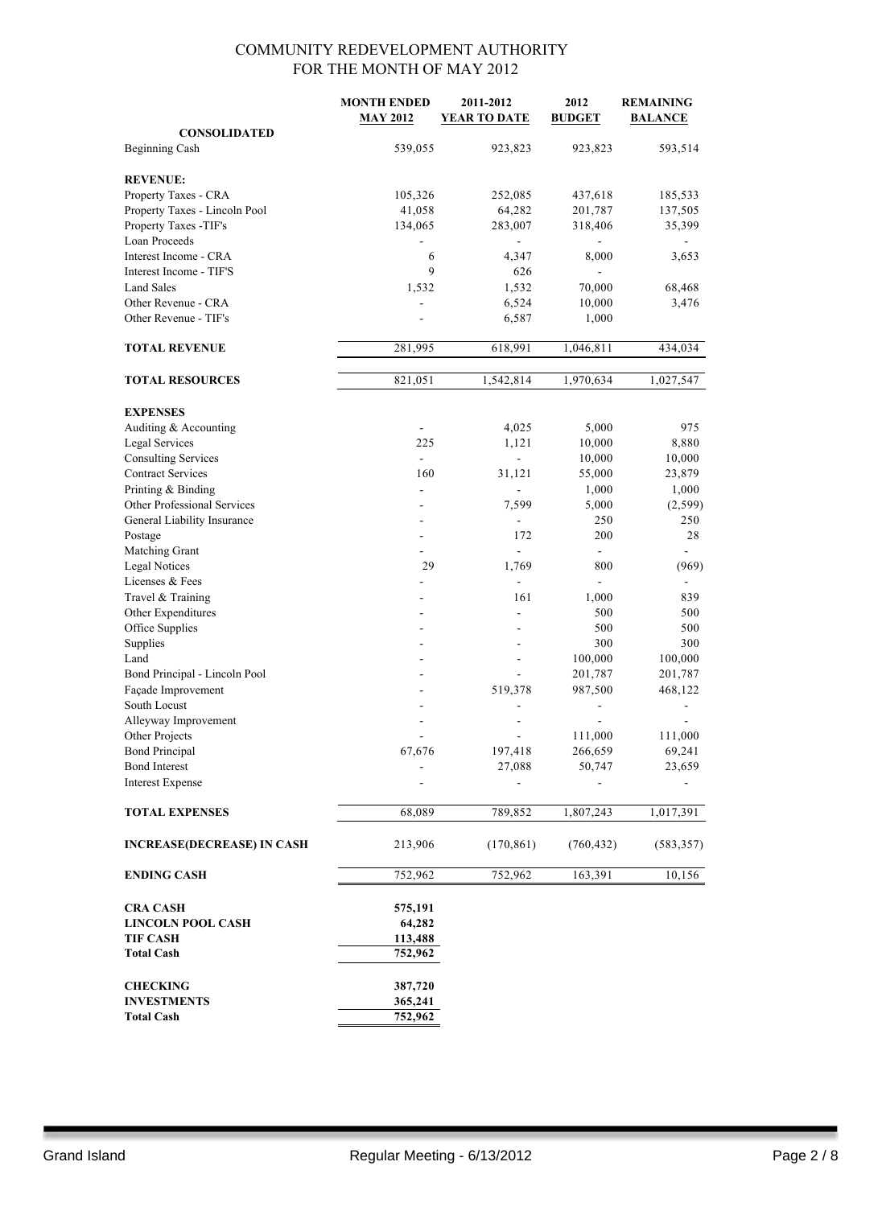# COMMUNITY REDEVELOPMENT AUTHORITY
## FOR THE MONTH OF MAY 2012

| | MONTH ENDED MAY 2012 | 2011-2012 YEAR TO DATE | 2012 BUDGET | REMAINING BALANCE |
|---|---|---|---|---|
| **CONSOLIDATED** | | | | |
| Beginning Cash | 539,055 | 923,823 | 923,823 | 593,514 |
| | | | | |
| **REVENUE:** | | | | |
| Property Taxes - CRA | 105,326 | 252,085 | 437,618 | 185,533 |
| Property Taxes - Lincoln Pool | 41,058 | 64,282 | 201,787 | 137,505 |
| Property Taxes -TIF's | 134,065 | 283,007 | 318,406 | 35,399 |
| Loan Proceeds | - | - | - | - |
| Interest Income - CRA | 6 | 4,347 | 8,000 | 3,653 |
| Interest Income - TIF'S | 9 | 626 | - | |
| Land Sales | 1,532 | 1,532 | 70,000 | 68,468 |
| Other Revenue - CRA | - | 6,524 | 10,000 | 3,476 |
| Other Revenue - TIF's | - | 6,587 | 1,000 | |
| | | | | |
| **TOTAL REVENUE** | 281,995 | 618,991 | 1,046,811 | 434,034 |
| | | | | |
| **TOTAL RESOURCES** | 821,051 | 1,542,814 | 1,970,634 | 1,027,547 |
| | | | | |
| **EXPENSES** | | | | |
| Auditing & Accounting | - | 4,025 | 5,000 | 975 |
| Legal Services | 225 | 1,121 | 10,000 | 8,880 |
| Consulting Services | - | - | 10,000 | 10,000 |
| Contract Services | 160 | 31,121 | 55,000 | 23,879 |
| Printing & Binding | - | - | 1,000 | 1,000 |
| Other Professional Services | - | 7,599 | 5,000 | (2,599) |
| General Liability Insurance | - | - | 250 | 250 |
| Postage | - | 172 | 200 | 28 |
| Matching Grant | - | - | - | - |
| Legal Notices | 29 | 1,769 | 800 | (969) |
| Licenses & Fees | - | - | - | - |
| Travel & Training | - | 161 | 1,000 | 839 |
| Other Expenditures | - | - | 500 | 500 |
| Office Supplies | - | - | 500 | 500 |
| Supplies | - | - | 300 | 300 |
| Land | - | - | 100,000 | 100,000 |
| Bond Principal - Lincoln Pool | - | - | 201,787 | 201,787 |
| Façade Improvement | - | 519,378 | 987,500 | 468,122 |
| South Locust | - | - | - | - |
| Alleyway Improvement | - | - | - | - |
| Other Projects | - | - | 111,000 | 111,000 |
| Bond Principal | 67,676 | 197,418 | 266,659 | 69,241 |
| Bond Interest | - | 27,088 | 50,747 | 23,659 |
| Interest Expense | - | - | - | - |
| | | | | |
| **TOTAL EXPENSES** | 68,089 | 789,852 | 1,807,243 | 1,017,391 |
| | | | | |
| **INCREASE(DECREASE) IN CASH** | 213,906 | (170,861) | (760,432) | (583,357) |
| | | | | |
| **ENDING CASH** | 752,962 | 752,962 | 163,391 | 10,156 |
| | | | | |
| **CRA CASH** | **575,191** | | | |
| **LINCOLN POOL CASH** | **64,282** | | | |
| **TIF CASH** | **113,488** | | | |
| **Total Cash** | **752,962** | | | |
| | | | | |
| **CHECKING** | **387,720** | | | |
| **INVESTMENTS** | **365,241** | | | |
| **Total Cash** | **752,962** | | | |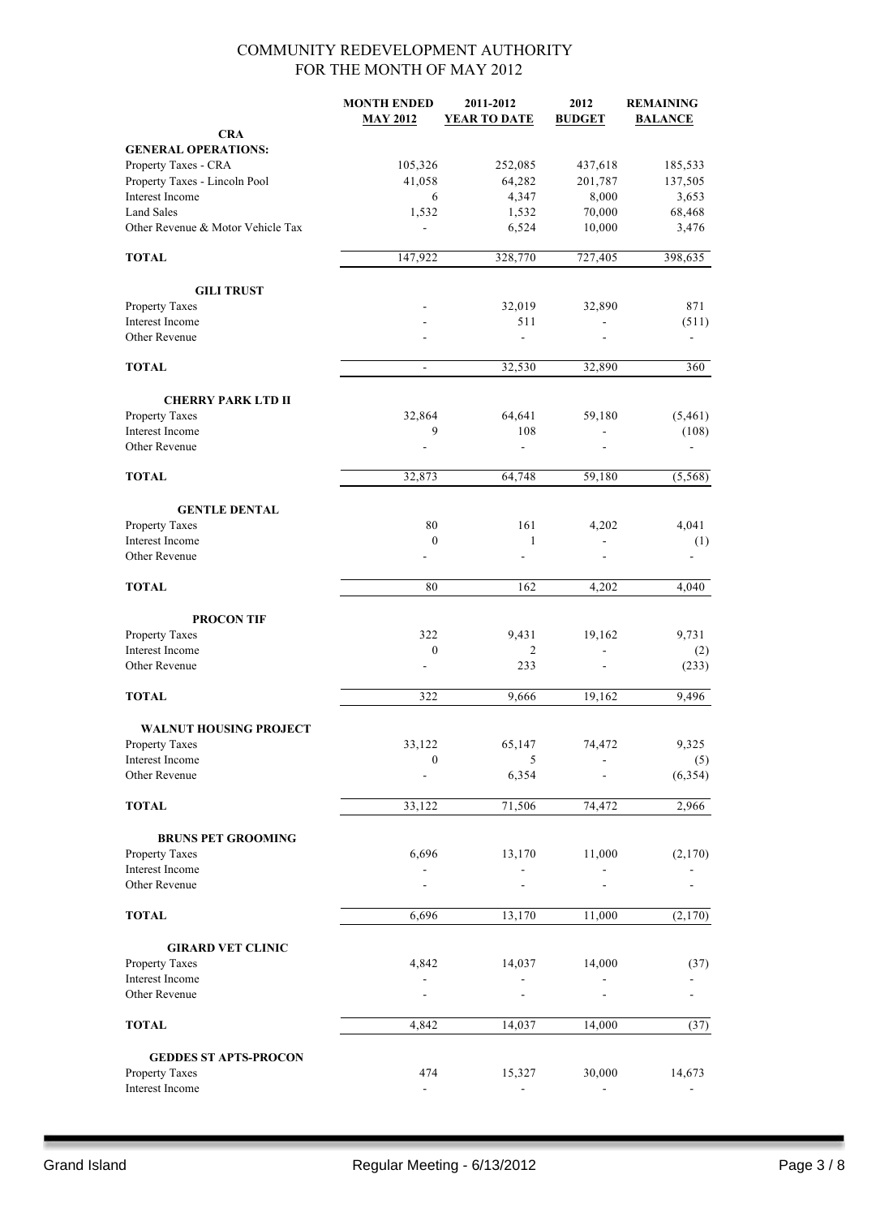COMMUNITY REDEVELOPMENT AUTHORITY
FOR THE MONTH OF MAY 2012

| | MONTH ENDED MAY 2012 | 2011-2012 YEAR TO DATE | 2012 BUDGET | REMAINING BALANCE |
|---|---|---|---|---|
| **CRA** | | | | |
| **GENERAL OPERATIONS:** | | | | |
| Property Taxes - CRA | 105,326 | 252,085 | 437,618 | 185,533 |
| Property Taxes - Lincoln Pool | 41,058 | 64,282 | 201,787 | 137,505 |
| Interest Income | 6 | 4,347 | 8,000 | 3,653 |
| Land Sales | 1,532 | 1,532 | 70,000 | 68,468 |
| Other Revenue & Motor Vehicle Tax | - | 6,524 | 10,000 | 3,476 |
| **TOTAL** | 147,922 | 328,770 | 727,405 | 398,635 |
| **GILI TRUST** | | | | |
| Property Taxes | - | 32,019 | 32,890 | 871 |
| Interest Income | - | 511 | - | (511) |
| Other Revenue | - | - | - | - |
| **TOTAL** | - | 32,530 | 32,890 | 360 |
| **CHERRY PARK LTD II** | | | | |
| Property Taxes | 32,864 | 64,641 | 59,180 | (5,461) |
| Interest Income | 9 | 108 | - | (108) |
| Other Revenue | - | - | - | - |
| **TOTAL** | 32,873 | 64,748 | 59,180 | (5,568) |
| **GENTLE DENTAL** | | | | |
| Property Taxes | 80 | 161 | 4,202 | 4,041 |
| Interest Income | 0 | 1 | - | (1) |
| Other Revenue | - | - | - | - |
| **TOTAL** | 80 | 162 | 4,202 | 4,040 |
| **PROCON TIF** | | | | |
| Property Taxes | 322 | 9,431 | 19,162 | 9,731 |
| Interest Income | 0 | 2 | - | (2) |
| Other Revenue | - | 233 | - | (233) |
| **TOTAL** | 322 | 9,666 | 19,162 | 9,496 |
| **WALNUT HOUSING PROJECT** | | | | |
| Property Taxes | 33,122 | 65,147 | 74,472 | 9,325 |
| Interest Income | 0 | 5 | - | (5) |
| Other Revenue | - | 6,354 | - | (6,354) |
| **TOTAL** | 33,122 | 71,506 | 74,472 | 2,966 |
| **BRUNS PET GROOMING** | | | | |
| Property Taxes | 6,696 | 13,170 | 11,000 | (2,170) |
| Interest Income | - | - | - | - |
| Other Revenue | - | - | - | - |
| **TOTAL** | 6,696 | 13,170 | 11,000 | (2,170) |
| **GIRARD VET CLINIC** | | | | |
| Property Taxes | 4,842 | 14,037 | 14,000 | (37) |
| Interest Income | - | - | - | - |
| Other Revenue | - | - | - | - |
| **TOTAL** | 4,842 | 14,037 | 14,000 | (37) |
| **GEDDES ST APTS-PROCON** | | | | |
| Property Taxes | 474 | 15,327 | 30,000 | 14,673 |
| Interest Income | - | - | - | - |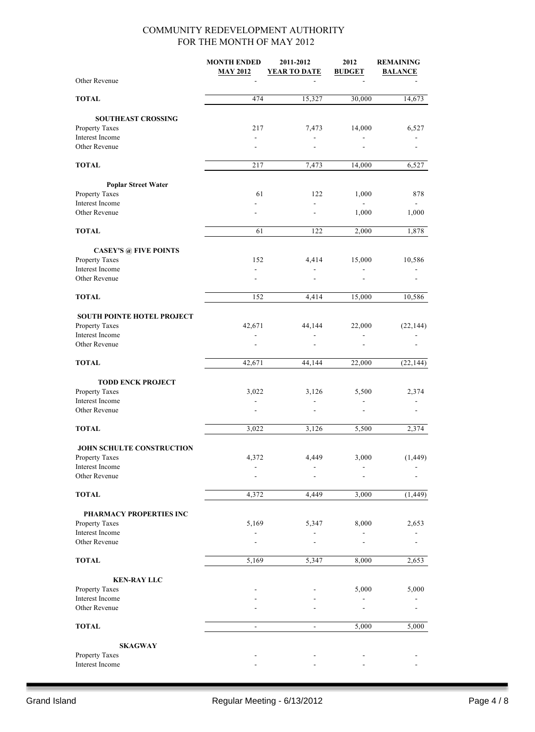# COMMUNITY REDEVELOPMENT AUTHORITY
## FOR THE MONTH OF MAY 2012

| | MONTH ENDED MAY 2012 | 2011-2012 YEAR TO DATE | 2012 BUDGET | REMAINING BALANCE |
|---|---|---|---|---|
| Other Revenue | - | - | - | - |
| **TOTAL** | 474 | 15,327 | 30,000 | 14,673 |
| **SOUTHEAST CROSSING** | | | | |
| Property Taxes | 217 | 7,473 | 14,000 | 6,527 |
| Interest Income | - | - | - | - |
| Other Revenue | - | - | - | - |
| **TOTAL** | 217 | 7,473 | 14,000 | 6,527 |
| **Poplar Street Water** | | | | |
| Property Taxes | 61 | 122 | 1,000 | 878 |
| Interest Income | - | - | - | - |
| Other Revenue | - | - | 1,000 | 1,000 |
| **TOTAL** | 61 | 122 | 2,000 | 1,878 |
| **CASEY'S @ FIVE POINTS** | | | | |
| Property Taxes | 152 | 4,414 | 15,000 | 10,586 |
| Interest Income | - | - | - | - |
| Other Revenue | - | - | - | - |
| **TOTAL** | 152 | 4,414 | 15,000 | 10,586 |
| **SOUTH POINTE HOTEL PROJECT** | | | | |
| Property Taxes | 42,671 | 44,144 | 22,000 | (22,144) |
| Interest Income | - | - | - | - |
| Other Revenue | - | - | - | - |
| **TOTAL** | 42,671 | 44,144 | 22,000 | (22,144) |
| **TODD ENCK PROJECT** | | | | |
| Property Taxes | 3,022 | 3,126 | 5,500 | 2,374 |
| Interest Income | - | - | - | - |
| Other Revenue | - | - | - | - |
| **TOTAL** | 3,022 | 3,126 | 5,500 | 2,374 |
| **JOHN SCHULTE CONSTRUCTION** | | | | |
| Property Taxes | 4,372 | 4,449 | 3,000 | (1,449) |
| Interest Income | - | - | - | - |
| Other Revenue | - | - | - | - |
| **TOTAL** | 4,372 | 4,449 | 3,000 | (1,449) |
| **PHARMACY PROPERTIES INC** | | | | |
| Property Taxes | 5,169 | 5,347 | 8,000 | 2,653 |
| Interest Income | - | - | - | - |
| Other Revenue | - | - | - | - |
| **TOTAL** | 5,169 | 5,347 | 8,000 | 2,653 |
| **KEN-RAY LLC** | | | | |
| Property Taxes | - | - | 5,000 | 5,000 |
| Interest Income | - | - | - | - |
| Other Revenue | - | - | - | - |
| **TOTAL** | - | - | 5,000 | 5,000 |
| **SKAGWAY** | | | | |
| Property Taxes | - | - | - | - |
| Interest Income | - | - | - | - |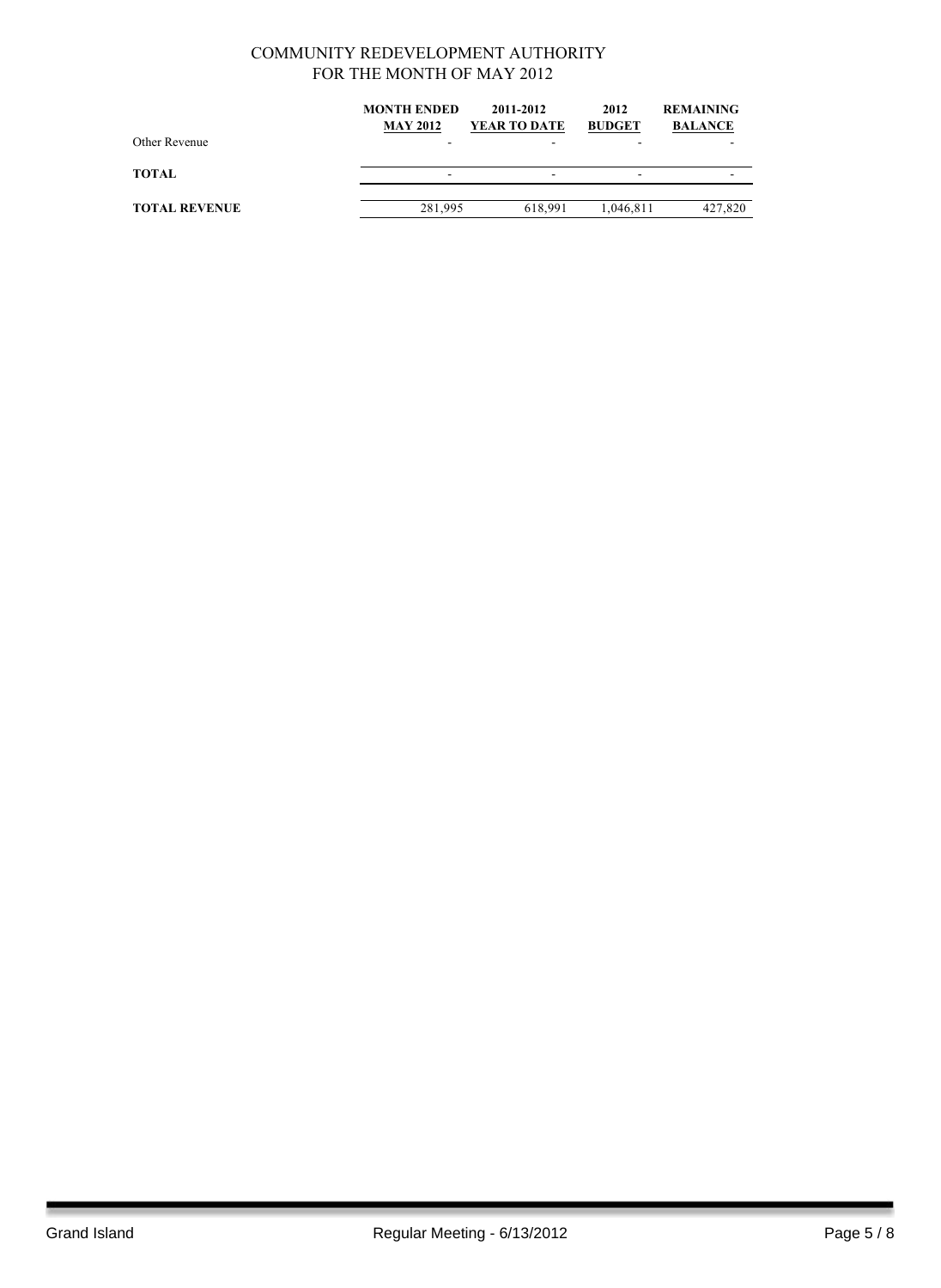COMMUNITY REDEVELOPMENT AUTHORITY
FOR THE MONTH OF MAY 2012

| | MONTH ENDED MAY 2012 | 2011-2012 YEAR TO DATE | 2012 BUDGET | REMAINING BALANCE |
|---|---|---|---|---|
| Other Revenue | - | - | - | - |
| **TOTAL** | - | - | - | - |
| **TOTAL REVENUE** | 281,995 | 618,991 | 1,046,811 | 427,820 |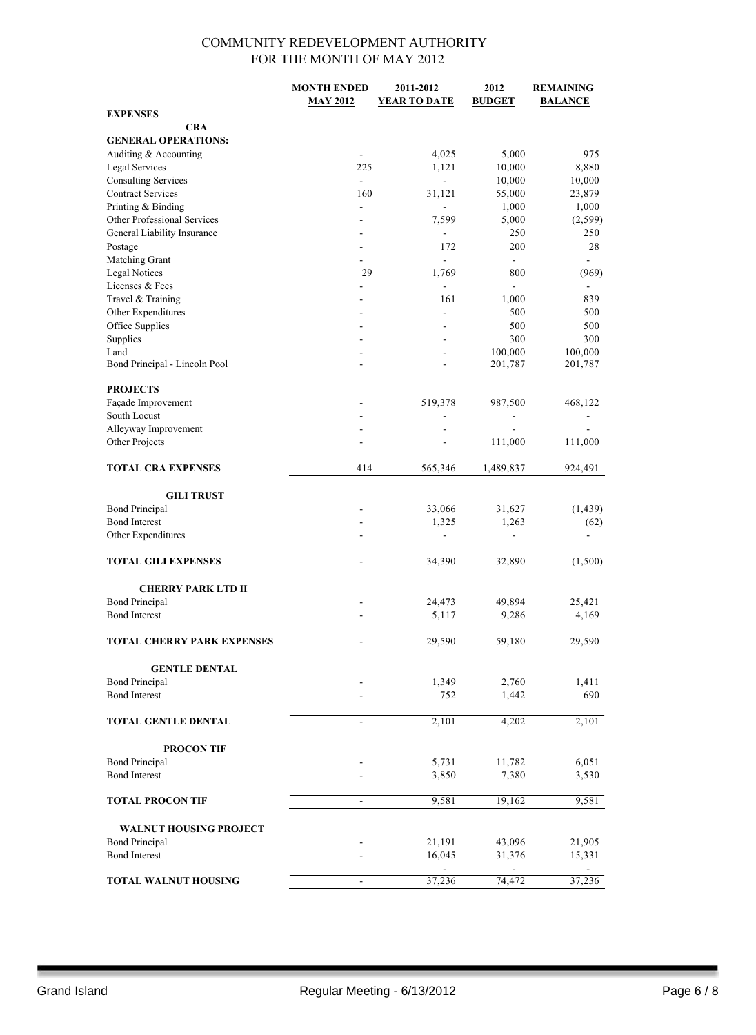# COMMUNITY REDEVELOPMENT AUTHORITY
## FOR THE MONTH OF MAY 2012

| | MONTH ENDED MAY 2012 | 2011-2012 YEAR TO DATE | 2012 BUDGET | REMAINING BALANCE |
|---|---|---|---|---|
| **EXPENSES** | | | | |
| **CRA** | | | | |
| **GENERAL OPERATIONS:** | | | | |
| Auditing & Accounting | - | 4,025 | 5,000 | 975 |
| Legal Services | 225 | 1,121 | 10,000 | 8,880 |
| Consulting Services | - | - | 10,000 | 10,000 |
| Contract Services | 160 | 31,121 | 55,000 | 23,879 |
| Printing & Binding | - | - | 1,000 | 1,000 |
| Other Professional Services | - | 7,599 | 5,000 | (2,599) |
| General Liability Insurance | - | - | 250 | 250 |
| Postage | - | 172 | 200 | 28 |
| Matching Grant | - | - | - | - |
| Legal Notices | 29 | 1,769 | 800 | (969) |
| Licenses & Fees | - | - | - | - |
| Travel & Training | - | 161 | 1,000 | 839 |
| Other Expenditures | - | - | 500 | 500 |
| Office Supplies | - | - | 500 | 500 |
| Supplies | - | - | 300 | 300 |
| Land | - | - | 100,000 | 100,000 |
| Bond Principal - Lincoln Pool | - | - | 201,787 | 201,787 |
| **PROJECTS** | | | | |
| Façade Improvement | - | 519,378 | 987,500 | 468,122 |
| South Locust | - | - | - | - |
| Alleyway Improvement | - | - | - | - |
| Other Projects | - | - | 111,000 | 111,000 |
| **TOTAL CRA EXPENSES** | 414 | 565,346 | 1,489,837 | 924,491 |
| **GILI TRUST** | | | | |
| Bond Principal | - | 33,066 | 31,627 | (1,439) |
| Bond Interest | - | 1,325 | 1,263 | (62) |
| Other Expenditures | - | - | - | - |
| **TOTAL GILI EXPENSES** | - | 34,390 | 32,890 | (1,500) |
| **CHERRY PARK LTD II** | | | | |
| Bond Principal | - | 24,473 | 49,894 | 25,421 |
| Bond Interest | - | 5,117 | 9,286 | 4,169 |
| **TOTAL CHERRY PARK EXPENSES** | - | 29,590 | 59,180 | 29,590 |
| **GENTLE DENTAL** | | | | |
| Bond Principal | - | 1,349 | 2,760 | 1,411 |
| Bond Interest | - | 752 | 1,442 | 690 |
| **TOTAL GENTLE DENTAL** | - | 2,101 | 4,202 | 2,101 |
| **PROCON TIF** | | | | |
| Bond Principal | - | 5,731 | 11,782 | 6,051 |
| Bond Interest | - | 3,850 | 7,380 | 3,530 |
| **TOTAL PROCON TIF** | - | 9,581 | 19,162 | 9,581 |
| **WALNUT HOUSING PROJECT** | | | | |
| Bond Principal | - | 21,191 | 43,096 | 21,905 |
| Bond Interest | - | 16,045 | 31,376 | 15,331 |
| | | - | - | - |
| **TOTAL WALNUT HOUSING** | - | 37,236 | 74,472 | 37,236 |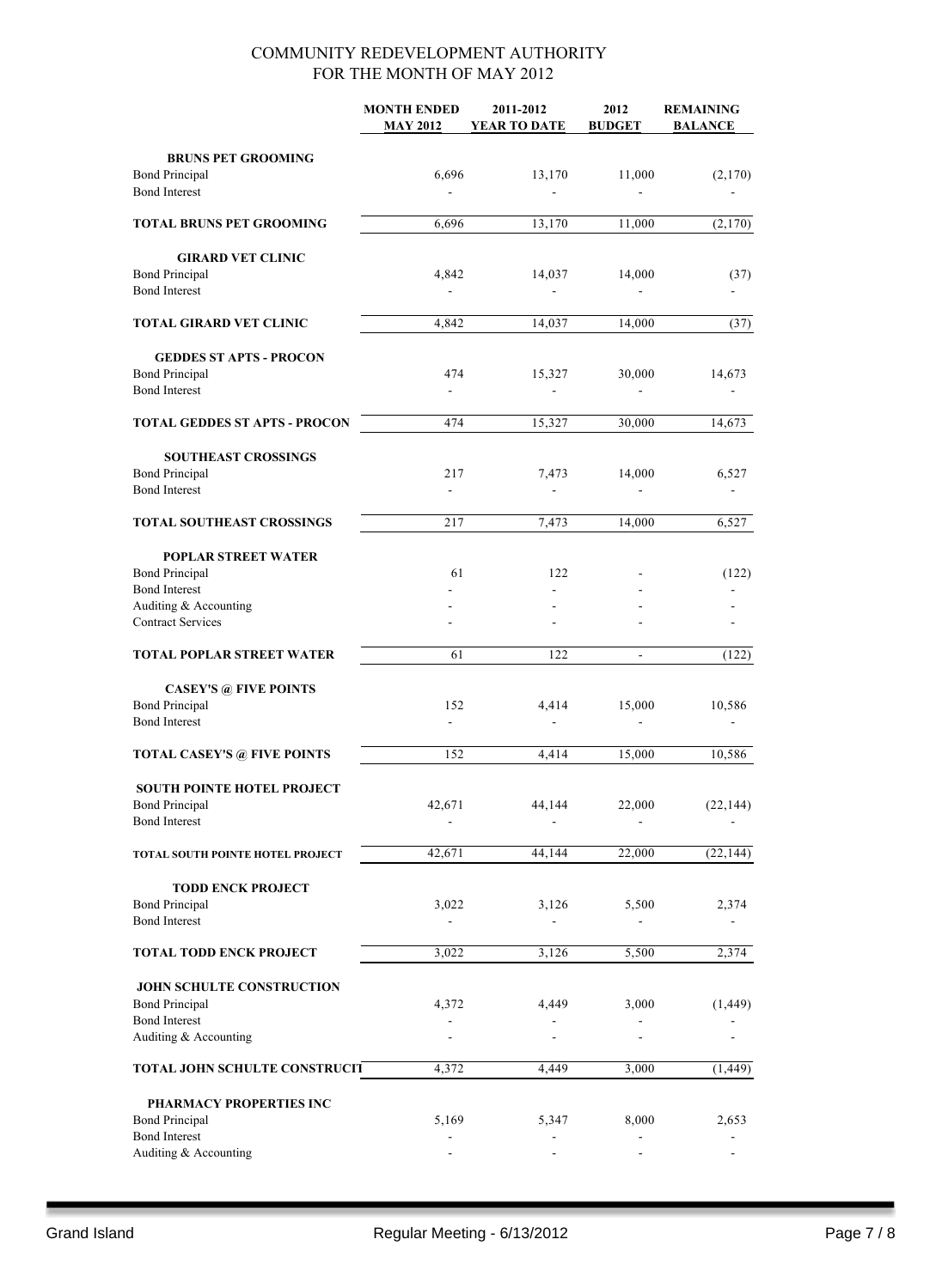COMMUNITY REDEVELOPMENT AUTHORITY
FOR THE MONTH OF MAY 2012

| | MONTH ENDED MAY 2012 | 2011-2012 YEAR TO DATE | 2012 BUDGET | REMAINING BALANCE |
|---|---|---|---|---|
| **BRUNS PET GROOMING** | | | | |
| Bond Principal | 6,696 | 13,170 | 11,000 | (2,170) |
| Bond Interest | - | - | - | - |
| **TOTAL BRUNS PET GROOMING** | 6,696 | 13,170 | 11,000 | (2,170) |
| **GIRARD VET CLINIC** | | | | |
| Bond Principal | 4,842 | 14,037 | 14,000 | (37) |
| Bond Interest | - | - | - | - |
| **TOTAL GIRARD VET CLINIC** | 4,842 | 14,037 | 14,000 | (37) |
| **GEDDES ST APTS - PROCON** | | | | |
| Bond Principal | 474 | 15,327 | 30,000 | 14,673 |
| Bond Interest | - | - | - | - |
| **TOTAL GEDDES ST APTS - PROCON** | 474 | 15,327 | 30,000 | 14,673 |
| **SOUTHEAST CROSSINGS** | | | | |
| Bond Principal | 217 | 7,473 | 14,000 | 6,527 |
| Bond Interest | - | - | - | - |
| **TOTAL SOUTHEAST CROSSINGS** | 217 | 7,473 | 14,000 | 6,527 |
| **POPLAR STREET WATER** | | | | |
| Bond Principal | 61 | 122 | - | (122) |
| Bond Interest | - | - | - | - |
| Auditing & Accounting | - | - | - | - |
| Contract Services | - | - | - | - |
| **TOTAL POPLAR STREET WATER** | 61 | 122 | - | (122) |
| **CASEY'S @ FIVE POINTS** | | | | |
| Bond Principal | 152 | 4,414 | 15,000 | 10,586 |
| Bond Interest | - | - | - | - |
| **TOTAL CASEY'S @ FIVE POINTS** | 152 | 4,414 | 15,000 | 10,586 |
| **SOUTH POINTE HOTEL PROJECT** | | | | |
| Bond Principal | 42,671 | 44,144 | 22,000 | (22,144) |
| Bond Interest | - | - | - | - |
| **TOTAL SOUTH POINTE HOTEL PROJECT** | 42,671 | 44,144 | 22,000 | (22,144) |
| **TODD ENCK PROJECT** | | | | |
| Bond Principal | 3,022 | 3,126 | 5,500 | 2,374 |
| Bond Interest | - | - | - | - |
| **TOTAL TODD ENCK PROJECT** | 3,022 | 3,126 | 5,500 | 2,374 |
| **JOHN SCHULTE CONSTRUCTION** | | | | |
| Bond Principal | 4,372 | 4,449 | 3,000 | (1,449) |
| Bond Interest | - | - | - | - |
| Auditing & Accounting | - | - | - | - |
| **TOTAL JOHN SCHULTE CONSTRUCTI** | 4,372 | 4,449 | 3,000 | (1,449) |
| **PHARMACY PROPERTIES INC** | | | | |
| Bond Principal | 5,169 | 5,347 | 8,000 | 2,653 |
| Bond Interest | - | - | - | - |
| Auditing & Accounting | - | - | - | - |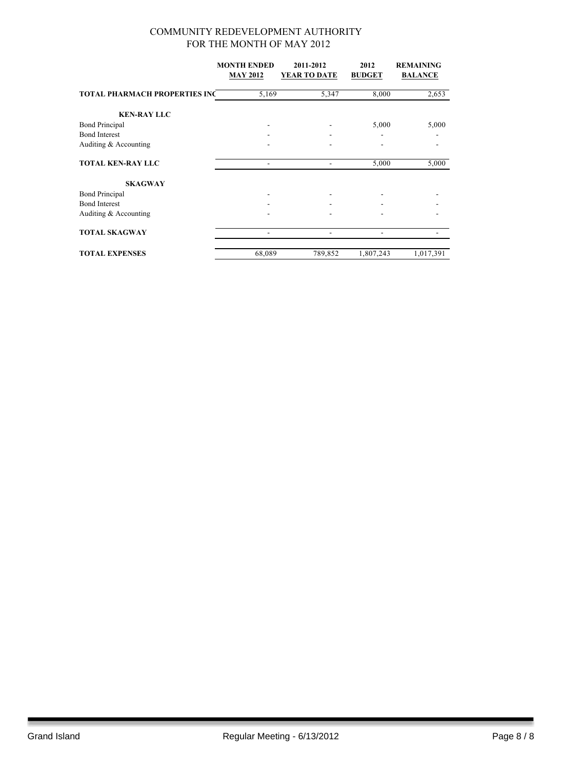COMMUNITY REDEVELOPMENT AUTHORITY
FOR THE MONTH OF MAY 2012

| | MONTH ENDED MAY 2012 | 2011-2012 YEAR TO DATE | 2012 BUDGET | REMAINING BALANCE |
|---|---|---|---|---|
| **TOTAL PHARMACH PROPERTIES INC** | 5,169 | 5,347 | 8,000 | 2,653 |
| **KEN-RAY LLC** | | | | |
| Bond Principal | - | - | 5,000 | 5,000 |
| Bond Interest | - | - | - | - |
| Auditing & Accounting | - | - | - | - |
| **TOTAL KEN-RAY LLC** | - | - | 5,000 | 5,000 |
| **SKAGWAY** | | | | |
| Bond Principal | - | - | - | - |
| Bond Interest | - | - | - | - |
| Auditing & Accounting | - | - | - | - |
| **TOTAL SKAGWAY** | - | - | - | - |
| **TOTAL EXPENSES** | 68,089 | 789,852 | 1,807,243 | 1,017,391 |